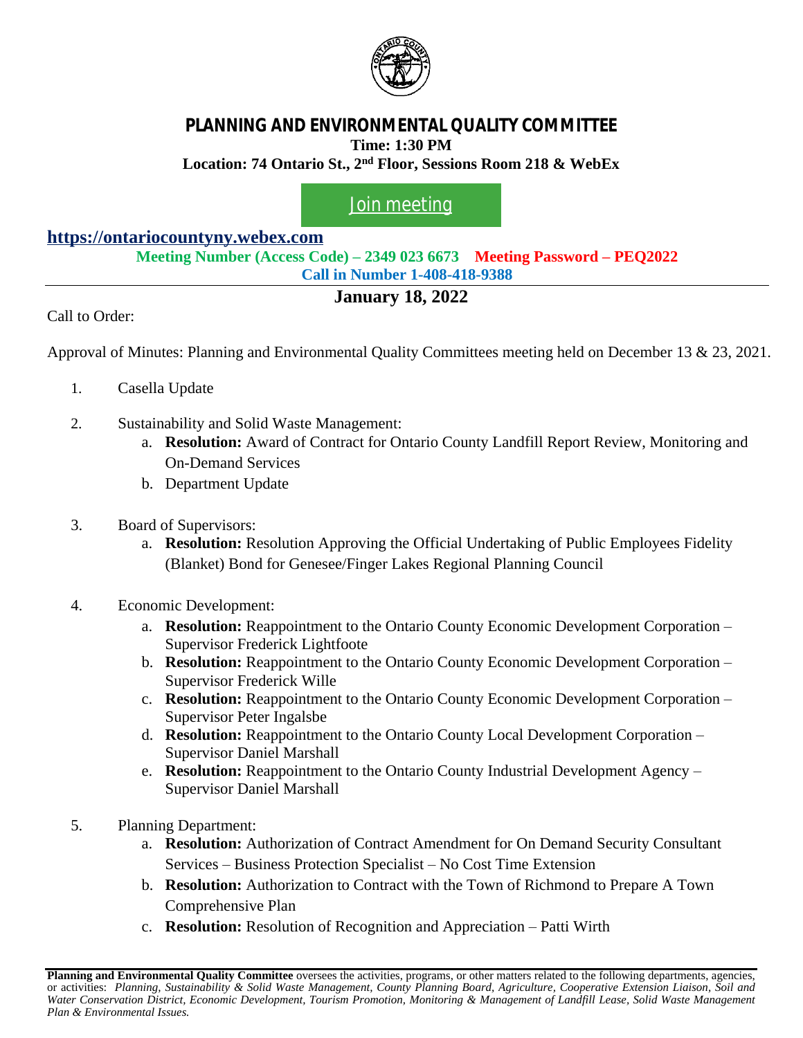# PLANNING AND ENVIRONMENTAL QUALITY COMMITTEE

**Time: 1:30 PM**

**Location: 74 Ontario St., 2nd Floor, Sessions Room 218 & WebEx**

Join meeting

**https://ontariocountyny.webex.com**

**Meeting Number (Access Code) – 2349 023 6673** **Meeting Password – PEQ2022**

**Call in Number 1-408-418-9388**

## January 18, 2022

Call to Order:

Approval of Minutes: Planning and Environmental Quality Committees meeting held on December 13 & 23, 2021.

1. Casella Update

2. Sustainability and Solid Waste Management:
   a. **Resolution:** Award of Contract for Ontario County Landfill Report Review, Monitoring and On-Demand Services
   b. Department Update

3. Board of Supervisors:
   a. **Resolution:** Resolution Approving the Official Undertaking of Public Employees Fidelity (Blanket) Bond for Genesee/Finger Lakes Regional Planning Council

4. Economic Development:
   a. **Resolution:** Reappointment to the Ontario County Economic Development Corporation – Supervisor Frederick Lightfoote
   b. **Resolution:** Reappointment to the Ontario County Economic Development Corporation – Supervisor Frederick Wille
   c. **Resolution:** Reappointment to the Ontario County Economic Development Corporation – Supervisor Peter Ingalsbe
   d. **Resolution:** Reappointment to the Ontario County Local Development Corporation – Supervisor Daniel Marshall
   e. **Resolution:** Reappointment to the Ontario County Industrial Development Agency – Supervisor Daniel Marshall

5. Planning Department:
   a. **Resolution:** Authorization of Contract Amendment for On Demand Security Consultant Services – Business Protection Specialist – No Cost Time Extension
   b. **Resolution:** Authorization to Contract with the Town of Richmond to Prepare A Town Comprehensive Plan
   c. **Resolution:** Resolution of Recognition and Appreciation – Patti Wirth

---

**Planning and Environmental Quality Committee** oversees the activities, programs, or other matters related to the following departments, agencies, or activities: *Planning, Sustainability & Solid Waste Management, County Planning Board, Agriculture, Cooperative Extension Liaison, Soil and Water Conservation District, Economic Development, Tourism Promotion, Monitoring & Management of Landfill Lease, Solid Waste Management Plan & Environmental Issues.*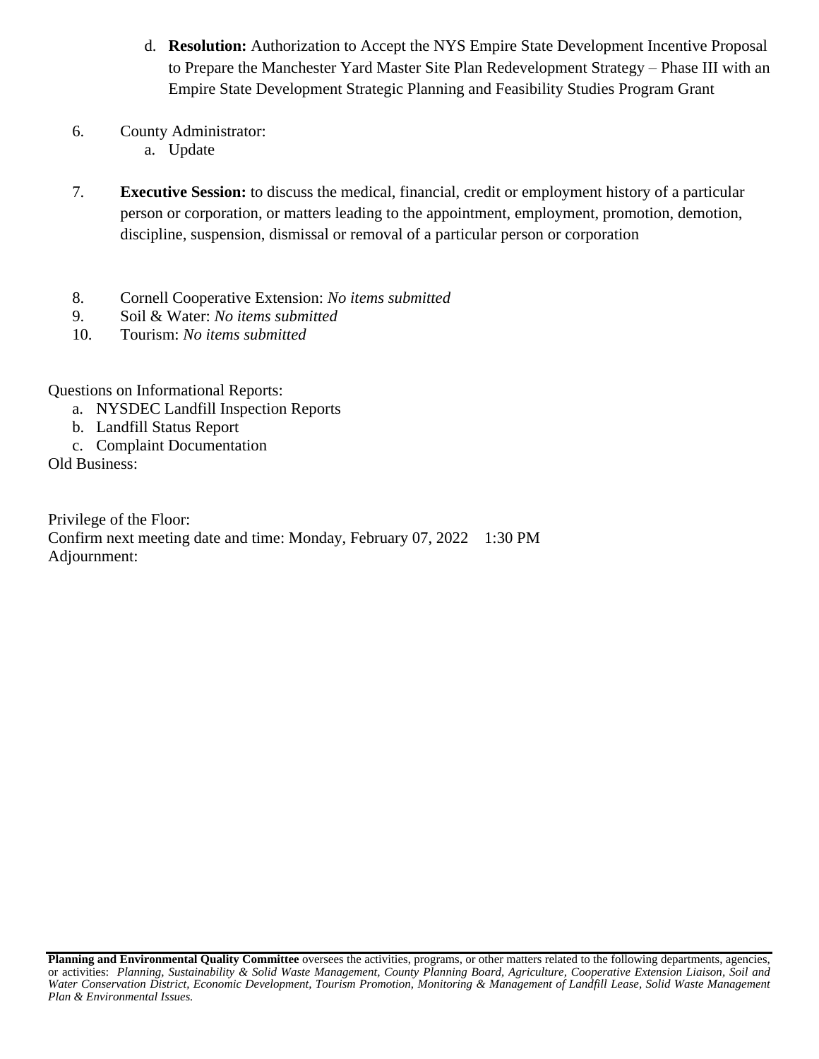d. **Resolution:** Authorization to Accept the NYS Empire State Development Incentive Proposal to Prepare the Manchester Yard Master Site Plan Redevelopment Strategy – Phase III with an Empire State Development Strategic Planning and Feasibility Studies Program Grant

6. County Administrator:
   a. Update

7. **Executive Session:** to discuss the medical, financial, credit or employment history of a particular person or corporation, or matters leading to the appointment, employment, promotion, demotion, discipline, suspension, dismissal or removal of a particular person or corporation

8. Cornell Cooperative Extension: *No items submitted*
9. Soil & Water: *No items submitted*
10. Tourism: *No items submitted*

Questions on Informational Reports:
   a. NYSDEC Landfill Inspection Reports
   b. Landfill Status Report
   c. Complaint Documentation

Old Business:

Privilege of the Floor:

Confirm next meeting date and time: Monday, February 07, 2022 1:30 PM

Adjournment:

---

**Planning and Environmental Quality Committee** oversees the activities, programs, or other matters related to the following departments, agencies, or activities: *Planning, Sustainability & Solid Waste Management, County Planning Board, Agriculture, Cooperative Extension Liaison, Soil and Water Conservation District, Economic Development, Tourism Promotion, Monitoring & Management of Landfill Lease, Solid Waste Management Plan & Environmental Issues.*